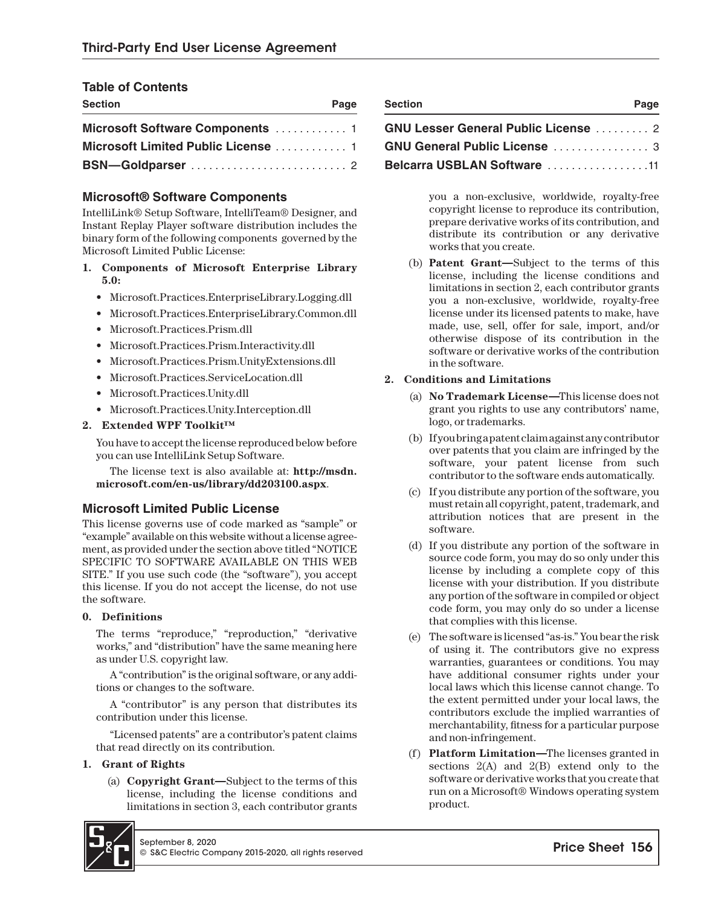# Third-Party End User License Agreement

## Table of Contents

| Section | Page |
|---|---|
| Microsoft Software Components | 1 |
| Microsoft Limited Public License | 1 |
| BSN—Goldparser | 2 |
| GNU Lesser General Public License | 2 |
| GNU General Public License | 3 |
| Belcarra USBLAN Software | 11 |

## Microsoft® Software Components

IntelliLink® Setup Software, IntelliTeam® Designer, and Instant Replay Player software distribution includes the binary form of the following components governed by the Microsoft Limited Public License:

1. **Components of Microsoft Enterprise Library 5.0:**
   - Microsoft.Practices.EnterpriseLibrary.Logging.dll
   - Microsoft.Practices.EnterpriseLibrary.Common.dll
   - Microsoft.Practices.Prism.dll
   - Microsoft.Practices.Prism.Interactivity.dll
   - Microsoft.Practices.Prism.UnityExtensions.dll
   - Microsoft.Practices.ServiceLocation.dll
   - Microsoft.Practices.Unity.dll
   - Microsoft.Practices.Unity.Interception.dll
2. **Extended WPF Toolkit™**

   You have to accept the license reproduced below before you can use IntelliLink Setup Software.

   The license text is also available at: **http://msdn.microsoft.com/en-us/library/dd203100.aspx**.

## Microsoft Limited Public License

This license governs use of code marked as "sample" or "example" available on this website without a license agreement, as provided under the section above titled "NOTICE SPECIFIC TO SOFTWARE AVAILABLE ON THIS WEB SITE." If you use such code (the "software"), you accept this license. If you do not accept the license, do not use the software.

**0. Definitions**

The terms "reproduce," "reproduction," "derivative works," and "distribution" have the same meaning here as under U.S. copyright law.

A "contribution" is the original software, or any additions or changes to the software.

A "contributor" is any person that distributes its contribution under this license.

"Licensed patents" are a contributor's patent claims that read directly on its contribution.

**1. Grant of Rights**

(a) **Copyright Grant—**Subject to the terms of this license, including the license conditions and limitations in section 3, each contributor grants you a non-exclusive, worldwide, royalty-free copyright license to reproduce its contribution, prepare derivative works of its contribution, and distribute its contribution or any derivative works that you create.

(b) **Patent Grant—**Subject to the terms of this license, including the license conditions and limitations in section 2, each contributor grants you a non-exclusive, worldwide, royalty-free license under its licensed patents to make, have made, use, sell, offer for sale, import, and/or otherwise dispose of its contribution in the software or derivative works of the contribution in the software.

**2. Conditions and Limitations**

(a) **No Trademark License—**This license does not grant you rights to use any contributors' name, logo, or trademarks.

(b) If you bring a patent claim against any contributor over patents that you claim are infringed by the software, your patent license from such contributor to the software ends automatically.

(c) If you distribute any portion of the software, you must retain all copyright, patent, trademark, and attribution notices that are present in the software.

(d) If you distribute any portion of the software in source code form, you may do so only under this license by including a complete copy of this license with your distribution. If you distribute any portion of the software in compiled or object code form, you may only do so under a license that complies with this license.

(e) The software is licensed "as-is." You bear the risk of using it. The contributors give no express warranties, guarantees or conditions. You may have additional consumer rights under your local laws which this license cannot change. To the extent permitted under your local laws, the contributors exclude the implied warranties of merchantability, fitness for a particular purpose and non-infringement.

(f) **Platform Limitation—**The licenses granted in sections 2(A) and 2(B) extend only to the software or derivative works that you create that run on a Microsoft® Windows operating system product.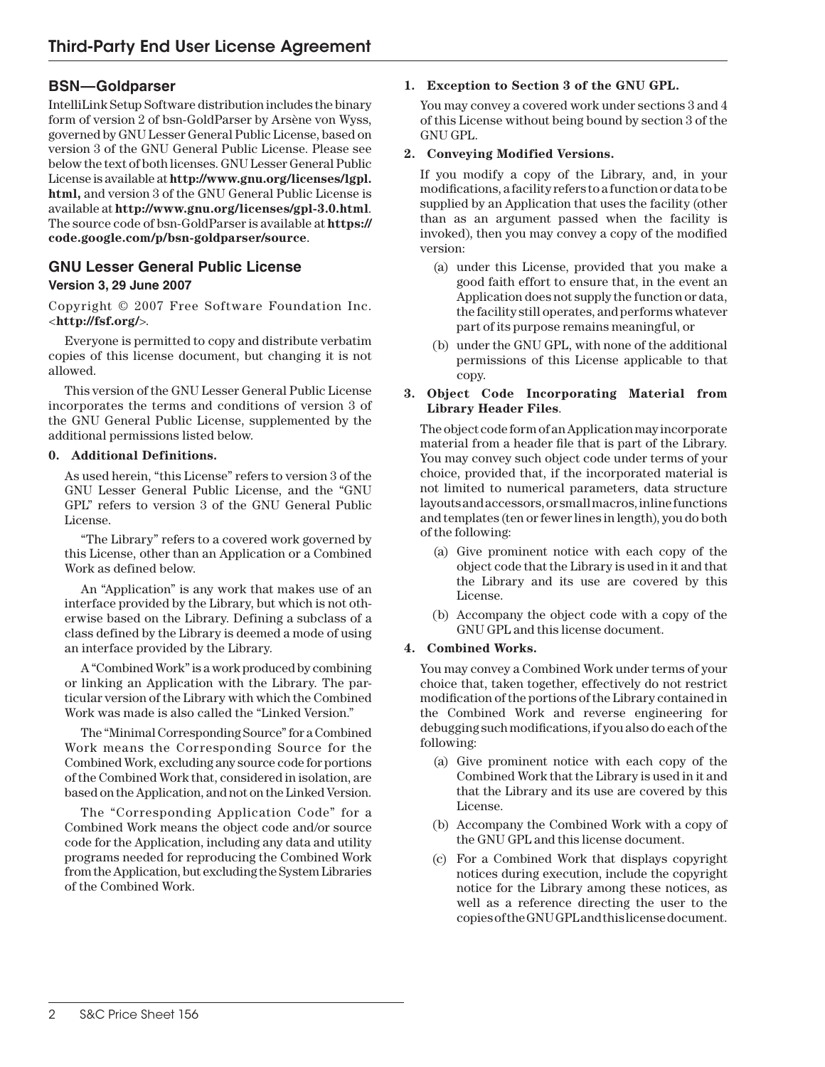## BSN—Goldparser

IntelliLink Setup Software distribution includes the binary form of version 2 of bsn-GoldParser by Arsène von Wyss, governed by GNU Lesser General Public License, based on version 3 of the GNU General Public License. Please see below the text of both licenses. GNU Lesser General Public License is available at **http://www.gnu.org/licenses/lgpl.html,** and version 3 of the GNU General Public License is available at **http://www.gnu.org/licenses/gpl-3.0.html**. The source code of bsn-GoldParser is available at **https://code.google.com/p/bsn-goldparser/source**.

## GNU Lesser General Public License

### Version 3, 29 June 2007

Copyright © 2007 Free Software Foundation Inc. <**http://fsf.org/**>.

Everyone is permitted to copy and distribute verbatim copies of this license document, but changing it is not allowed.

This version of the GNU Lesser General Public License incorporates the terms and conditions of version 3 of the GNU General Public License, supplemented by the additional permissions listed below.

**0. Additional Definitions.**

As used herein, "this License" refers to version 3 of the GNU Lesser General Public License, and the "GNU GPL" refers to version 3 of the GNU General Public License.

"The Library" refers to a covered work governed by this License, other than an Application or a Combined Work as defined below.

An "Application" is any work that makes use of an interface provided by the Library, but which is not otherwise based on the Library. Defining a subclass of a class defined by the Library is deemed a mode of using an interface provided by the Library.

A "Combined Work" is a work produced by combining or linking an Application with the Library. The particular version of the Library with which the Combined Work was made is also called the "Linked Version."

The "Minimal Corresponding Source" for a Combined Work means the Corresponding Source for the Combined Work, excluding any source code for portions of the Combined Work that, considered in isolation, are based on the Application, and not on the Linked Version.

The "Corresponding Application Code" for a Combined Work means the object code and/or source code for the Application, including any data and utility programs needed for reproducing the Combined Work from the Application, but excluding the System Libraries of the Combined Work.

**1. Exception to Section 3 of the GNU GPL.**

You may convey a covered work under sections 3 and 4 of this License without being bound by section 3 of the GNU GPL.

**2. Conveying Modified Versions.**

If you modify a copy of the Library, and, in your modifications, a facility refers to a function or data to be supplied by an Application that uses the facility (other than as an argument passed when the facility is invoked), then you may convey a copy of the modified version:

(a) under this License, provided that you make a good faith effort to ensure that, in the event an Application does not supply the function or data, the facility still operates, and performs whatever part of its purpose remains meaningful, or

(b) under the GNU GPL, with none of the additional permissions of this License applicable to that copy.

**3. Object Code Incorporating Material from Library Header Files**.

The object code form of an Application may incorporate material from a header file that is part of the Library. You may convey such object code under terms of your choice, provided that, if the incorporated material is not limited to numerical parameters, data structure layouts and accessors, or small macros, inline functions and templates (ten or fewer lines in length), you do both of the following:

(a) Give prominent notice with each copy of the object code that the Library is used in it and that the Library and its use are covered by this License.

(b) Accompany the object code with a copy of the GNU GPL and this license document.

**4. Combined Works.**

You may convey a Combined Work under terms of your choice that, taken together, effectively do not restrict modification of the portions of the Library contained in the Combined Work and reverse engineering for debugging such modifications, if you also do each of the following:

(a) Give prominent notice with each copy of the Combined Work that the Library is used in it and that the Library and its use are covered by this License.

(b) Accompany the Combined Work with a copy of the GNU GPL and this license document.

(c) For a Combined Work that displays copyright notices during execution, include the copyright notice for the Library among these notices, as well as a reference directing the user to the copies of the GNU GPL and this license document.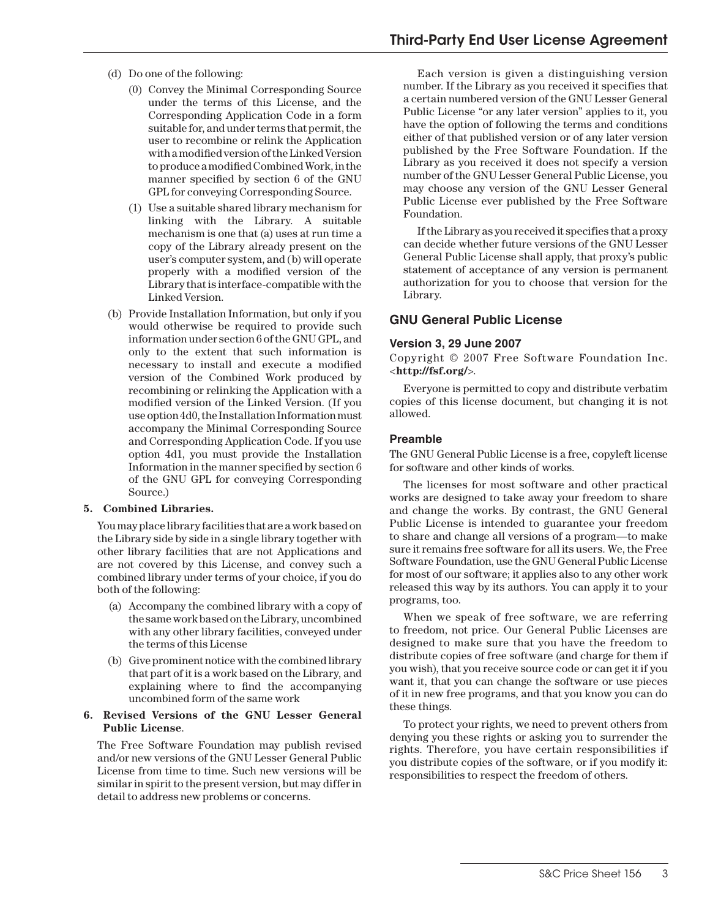(d) Do one of the following:

   (0) Convey the Minimal Corresponding Source under the terms of this License, and the Corresponding Application Code in a form suitable for, and under terms that permit, the user to recombine or relink the Application with a modified version of the Linked Version to produce a modified Combined Work, in the manner specified by section 6 of the GNU GPL for conveying Corresponding Source.

   (1) Use a suitable shared library mechanism for linking with the Library. A suitable mechanism is one that (a) uses at run time a copy of the Library already present on the user's computer system, and (b) will operate properly with a modified version of the Library that is interface-compatible with the Linked Version.

(b) Provide Installation Information, but only if you would otherwise be required to provide such information under section 6 of the GNU GPL, and only to the extent that such information is necessary to install and execute a modified version of the Combined Work produced by recombining or relinking the Application with a modified version of the Linked Version. (If you use option 4d0, the Installation Information must accompany the Minimal Corresponding Source and Corresponding Application Code. If you use option 4d1, you must provide the Installation Information in the manner specified by section 6 of the GNU GPL for conveying Corresponding Source.)

**5. Combined Libraries.**

You may place library facilities that are a work based on the Library side by side in a single library together with other library facilities that are not Applications and are not covered by this License, and convey such a combined library under terms of your choice, if you do both of the following:

(a) Accompany the combined library with a copy of the same work based on the Library, uncombined with any other library facilities, conveyed under the terms of this License

(b) Give prominent notice with the combined library that part of it is a work based on the Library, and explaining where to find the accompanying uncombined form of the same work

**6. Revised Versions of the GNU Lesser General Public License**.

The Free Software Foundation may publish revised and/or new versions of the GNU Lesser General Public License from time to time. Such new versions will be similar in spirit to the present version, but may differ in detail to address new problems or concerns.

Each version is given a distinguishing version number. If the Library as you received it specifies that a certain numbered version of the GNU Lesser General Public License "or any later version" applies to it, you have the option of following the terms and conditions either of that published version or of any later version published by the Free Software Foundation. If the Library as you received it does not specify a version number of the GNU Lesser General Public License, you may choose any version of the GNU Lesser General Public License ever published by the Free Software Foundation.

If the Library as you received it specifies that a proxy can decide whether future versions of the GNU Lesser General Public License shall apply, that proxy's public statement of acceptance of any version is permanent authorization for you to choose that version for the Library.

## GNU General Public License

### Version 3, 29 June 2007

Copyright © 2007 Free Software Foundation Inc. <**http://fsf.org/**>.

Everyone is permitted to copy and distribute verbatim copies of this license document, but changing it is not allowed.

### Preamble

The GNU General Public License is a free, copyleft license for software and other kinds of works.

The licenses for most software and other practical works are designed to take away your freedom to share and change the works. By contrast, the GNU General Public License is intended to guarantee your freedom to share and change all versions of a program—to make sure it remains free software for all its users. We, the Free Software Foundation, use the GNU General Public License for most of our software; it applies also to any other work released this way by its authors. You can apply it to your programs, too.

When we speak of free software, we are referring to freedom, not price. Our General Public Licenses are designed to make sure that you have the freedom to distribute copies of free software (and charge for them if you wish), that you receive source code or can get it if you want it, that you can change the software or use pieces of it in new free programs, and that you know you can do these things.

To protect your rights, we need to prevent others from denying you these rights or asking you to surrender the rights. Therefore, you have certain responsibilities if you distribute copies of the software, or if you modify it: responsibilities to respect the freedom of others.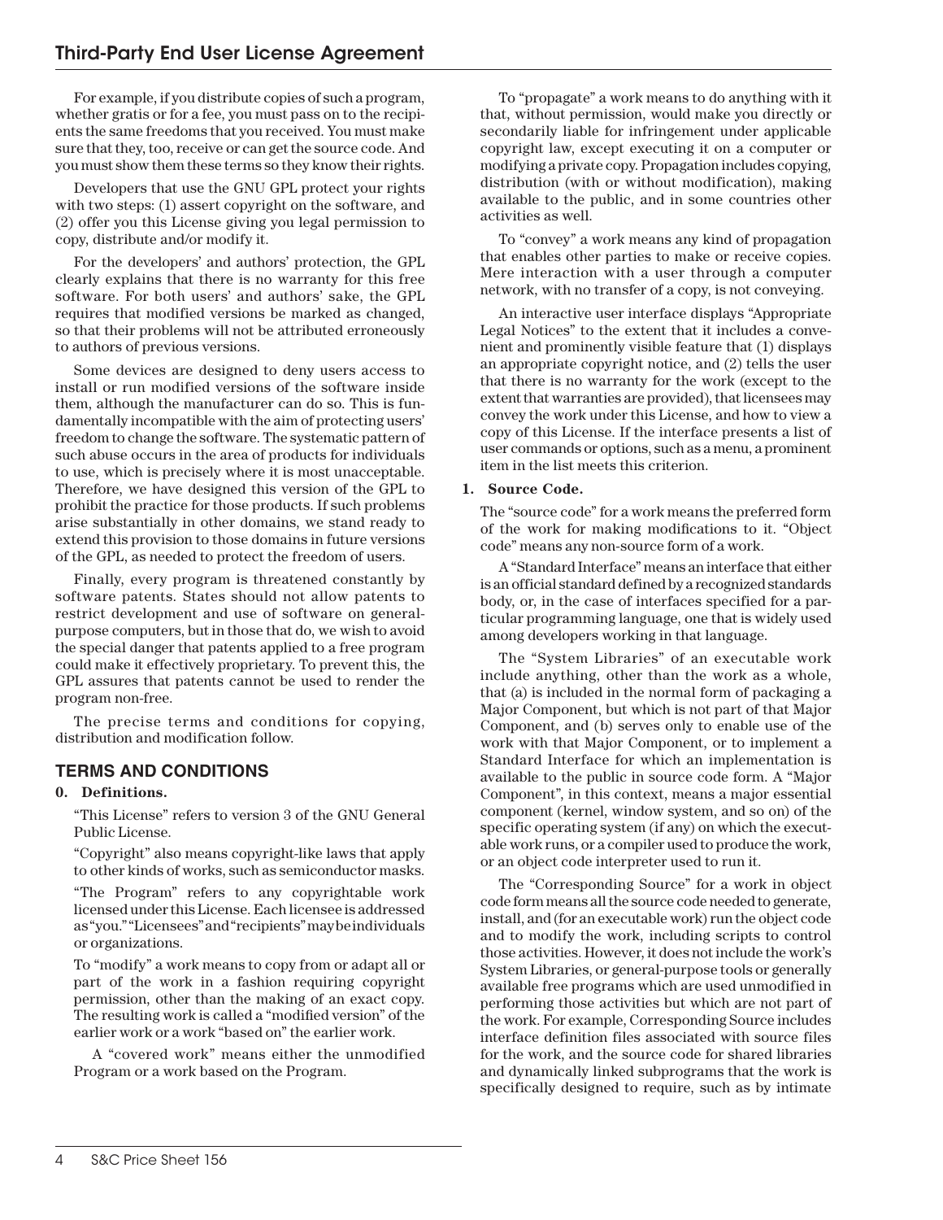For example, if you distribute copies of such a program, whether gratis or for a fee, you must pass on to the recipients the same freedoms that you received. You must make sure that they, too, receive or can get the source code. And you must show them these terms so they know their rights.

Developers that use the GNU GPL protect your rights with two steps: (1) assert copyright on the software, and (2) offer you this License giving you legal permission to copy, distribute and/or modify it.

For the developers' and authors' protection, the GPL clearly explains that there is no warranty for this free software. For both users' and authors' sake, the GPL requires that modified versions be marked as changed, so that their problems will not be attributed erroneously to authors of previous versions.

Some devices are designed to deny users access to install or run modified versions of the software inside them, although the manufacturer can do so. This is fundamentally incompatible with the aim of protecting users' freedom to change the software. The systematic pattern of such abuse occurs in the area of products for individuals to use, which is precisely where it is most unacceptable. Therefore, we have designed this version of the GPL to prohibit the practice for those products. If such problems arise substantially in other domains, we stand ready to extend this provision to those domains in future versions of the GPL, as needed to protect the freedom of users.

Finally, every program is threatened constantly by software patents. States should not allow patents to restrict development and use of software on general-purpose computers, but in those that do, we wish to avoid the special danger that patents applied to a free program could make it effectively proprietary. To prevent this, the GPL assures that patents cannot be used to render the program non-free.

The precise terms and conditions for copying, distribution and modification follow.

## TERMS AND CONDITIONS

**0. Definitions.**

"This License" refers to version 3 of the GNU General Public License.

"Copyright" also means copyright-like laws that apply to other kinds of works, such as semiconductor masks.

"The Program" refers to any copyrightable work licensed under this License. Each licensee is addressed as "you." "Licensees" and "recipients" may be individuals or organizations.

To "modify" a work means to copy from or adapt all or part of the work in a fashion requiring copyright permission, other than the making of an exact copy. The resulting work is called a "modified version" of the earlier work or a work "based on" the earlier work.

A "covered work" means either the unmodified Program or a work based on the Program.

To "propagate" a work means to do anything with it that, without permission, would make you directly or secondarily liable for infringement under applicable copyright law, except executing it on a computer or modifying a private copy. Propagation includes copying, distribution (with or without modification), making available to the public, and in some countries other activities as well.

To "convey" a work means any kind of propagation that enables other parties to make or receive copies. Mere interaction with a user through a computer network, with no transfer of a copy, is not conveying.

An interactive user interface displays "Appropriate Legal Notices" to the extent that it includes a convenient and prominently visible feature that (1) displays an appropriate copyright notice, and (2) tells the user that there is no warranty for the work (except to the extent that warranties are provided), that licensees may convey the work under this License, and how to view a copy of this License. If the interface presents a list of user commands or options, such as a menu, a prominent item in the list meets this criterion.

**1. Source Code.**

The "source code" for a work means the preferred form of the work for making modifications to it. "Object code" means any non-source form of a work.

A "Standard Interface" means an interface that either is an official standard defined by a recognized standards body, or, in the case of interfaces specified for a particular programming language, one that is widely used among developers working in that language.

The "System Libraries" of an executable work include anything, other than the work as a whole, that (a) is included in the normal form of packaging a Major Component, but which is not part of that Major Component, and (b) serves only to enable use of the work with that Major Component, or to implement a Standard Interface for which an implementation is available to the public in source code form. A "Major Component", in this context, means a major essential component (kernel, window system, and so on) of the specific operating system (if any) on which the executable work runs, or a compiler used to produce the work, or an object code interpreter used to run it.

The "Corresponding Source" for a work in object code form means all the source code needed to generate, install, and (for an executable work) run the object code and to modify the work, including scripts to control those activities. However, it does not include the work's System Libraries, or general-purpose tools or generally available free programs which are used unmodified in performing those activities but which are not part of the work. For example, Corresponding Source includes interface definition files associated with source files for the work, and the source code for shared libraries and dynamically linked subprograms that the work is specifically designed to require, such as by intimate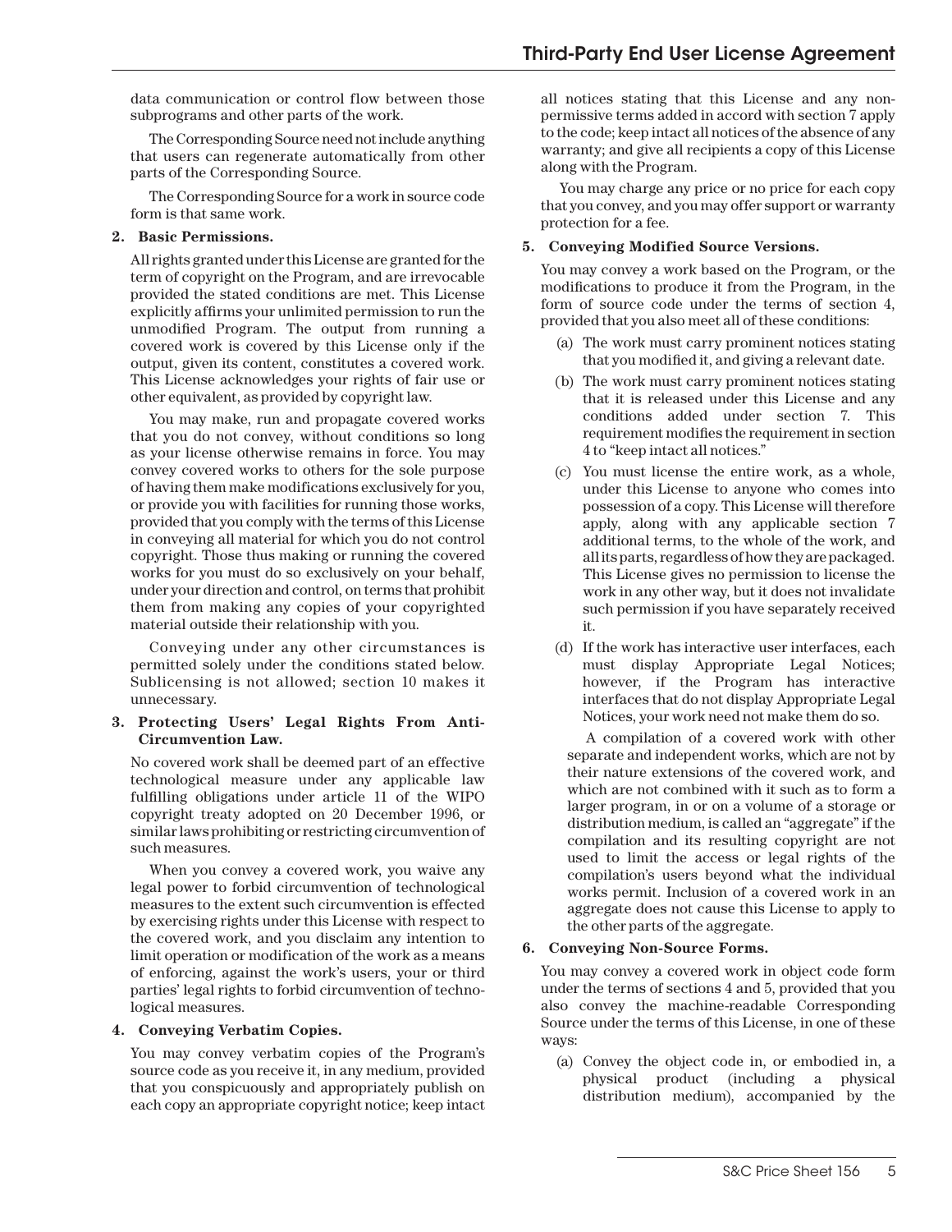data communication or control flow between those subprograms and other parts of the work.

The Corresponding Source need not include anything that users can regenerate automatically from other parts of the Corresponding Source.

The Corresponding Source for a work in source code form is that same work.

**2. Basic Permissions.**

All rights granted under this License are granted for the term of copyright on the Program, and are irrevocable provided the stated conditions are met. This License explicitly affirms your unlimited permission to run the unmodified Program. The output from running a covered work is covered by this License only if the output, given its content, constitutes a covered work. This License acknowledges your rights of fair use or other equivalent, as provided by copyright law.

You may make, run and propagate covered works that you do not convey, without conditions so long as your license otherwise remains in force. You may convey covered works to others for the sole purpose of having them make modifications exclusively for you, or provide you with facilities for running those works, provided that you comply with the terms of this License in conveying all material for which you do not control copyright. Those thus making or running the covered works for you must do so exclusively on your behalf, under your direction and control, on terms that prohibit them from making any copies of your copyrighted material outside their relationship with you.

Conveying under any other circumstances is permitted solely under the conditions stated below. Sublicensing is not allowed; section 10 makes it unnecessary.

**3. Protecting Users' Legal Rights From Anti-Circumvention Law.**

No covered work shall be deemed part of an effective technological measure under any applicable law fulfilling obligations under article 11 of the WIPO copyright treaty adopted on 20 December 1996, or similar laws prohibiting or restricting circumvention of such measures.

When you convey a covered work, you waive any legal power to forbid circumvention of technological measures to the extent such circumvention is effected by exercising rights under this License with respect to the covered work, and you disclaim any intention to limit operation or modification of the work as a means of enforcing, against the work's users, your or third parties' legal rights to forbid circumvention of technological measures.

**4. Conveying Verbatim Copies.**

You may convey verbatim copies of the Program's source code as you receive it, in any medium, provided that you conspicuously and appropriately publish on each copy an appropriate copyright notice; keep intact all notices stating that this License and any non-permissive terms added in accord with section 7 apply to the code; keep intact all notices of the absence of any warranty; and give all recipients a copy of this License along with the Program.

You may charge any price or no price for each copy that you convey, and you may offer support or warranty protection for a fee.

**5. Conveying Modified Source Versions.**

You may convey a work based on the Program, or the modifications to produce it from the Program, in the form of source code under the terms of section 4, provided that you also meet all of these conditions:

(a) The work must carry prominent notices stating that you modified it, and giving a relevant date.

(b) The work must carry prominent notices stating that it is released under this License and any conditions added under section 7. This requirement modifies the requirement in section 4 to "keep intact all notices."

(c) You must license the entire work, as a whole, under this License to anyone who comes into possession of a copy. This License will therefore apply, along with any applicable section 7 additional terms, to the whole of the work, and all its parts, regardless of how they are packaged. This License gives no permission to license the work in any other way, but it does not invalidate such permission if you have separately received it.

(d) If the work has interactive user interfaces, each must display Appropriate Legal Notices; however, if the Program has interactive interfaces that do not display Appropriate Legal Notices, your work need not make them do so.

A compilation of a covered work with other separate and independent works, which are not by their nature extensions of the covered work, and which are not combined with it such as to form a larger program, in or on a volume of a storage or distribution medium, is called an "aggregate" if the compilation and its resulting copyright are not used to limit the access or legal rights of the compilation's users beyond what the individual works permit. Inclusion of a covered work in an aggregate does not cause this License to apply to the other parts of the aggregate.

**6. Conveying Non-Source Forms.**

You may convey a covered work in object code form under the terms of sections 4 and 5, provided that you also convey the machine-readable Corresponding Source under the terms of this License, in one of these ways:

(a) Convey the object code in, or embodied in, a physical product (including a physical distribution medium), accompanied by the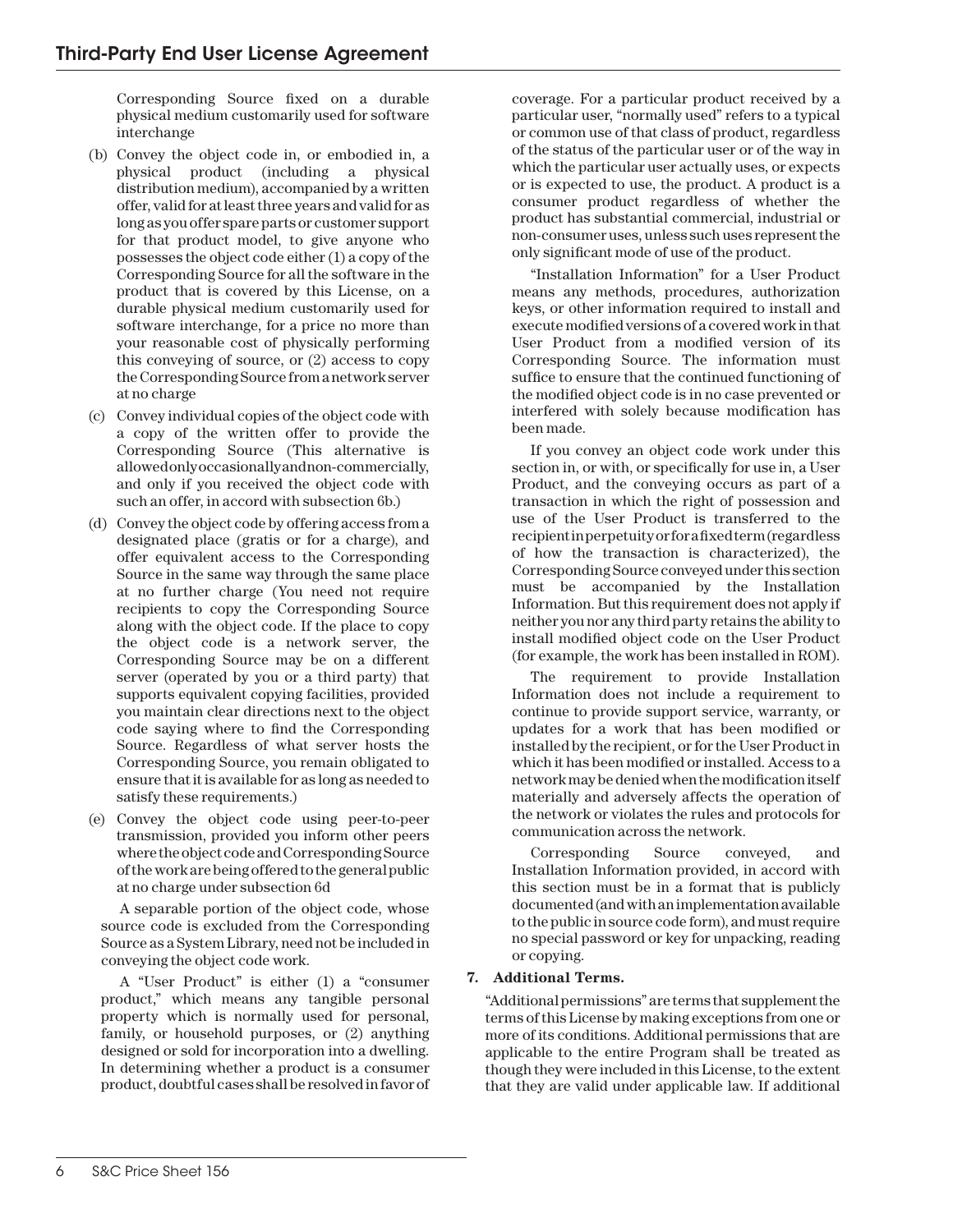Corresponding Source fixed on a durable physical medium customarily used for software interchange

(b) Convey the object code in, or embodied in, a physical product (including a physical distribution medium), accompanied by a written offer, valid for at least three years and valid for as long as you offer spare parts or customer support for that product model, to give anyone who possesses the object code either (1) a copy of the Corresponding Source for all the software in the product that is covered by this License, on a durable physical medium customarily used for software interchange, for a price no more than your reasonable cost of physically performing this conveying of source, or (2) access to copy the Corresponding Source from a network server at no charge

(c) Convey individual copies of the object code with a copy of the written offer to provide the Corresponding Source (This alternative is allowed only occasionally and non-commercially, and only if you received the object code with such an offer, in accord with subsection 6b.)

(d) Convey the object code by offering access from a designated place (gratis or for a charge), and offer equivalent access to the Corresponding Source in the same way through the same place at no further charge (You need not require recipients to copy the Corresponding Source along with the object code. If the place to copy the object code is a network server, the Corresponding Source may be on a different server (operated by you or a third party) that supports equivalent copying facilities, provided you maintain clear directions next to the object code saying where to find the Corresponding Source. Regardless of what server hosts the Corresponding Source, you remain obligated to ensure that it is available for as long as needed to satisfy these requirements.)

(e) Convey the object code using peer-to-peer transmission, provided you inform other peers where the object code and Corresponding Source of the work are being offered to the general public at no charge under subsection 6d

A separable portion of the object code, whose source code is excluded from the Corresponding Source as a System Library, need not be included in conveying the object code work.

A "User Product" is either (1) a "consumer product," which means any tangible personal property which is normally used for personal, family, or household purposes, or (2) anything designed or sold for incorporation into a dwelling. In determining whether a product is a consumer product, doubtful cases shall be resolved in favor of coverage. For a particular product received by a particular user, "normally used" refers to a typical or common use of that class of product, regardless of the status of the particular user or of the way in which the particular user actually uses, or expects or is expected to use, the product. A product is a consumer product regardless of whether the product has substantial commercial, industrial or non-consumer uses, unless such uses represent the only significant mode of use of the product.

"Installation Information" for a User Product means any methods, procedures, authorization keys, or other information required to install and execute modified versions of a covered work in that User Product from a modified version of its Corresponding Source. The information must suffice to ensure that the continued functioning of the modified object code is in no case prevented or interfered with solely because modification has been made.

If you convey an object code work under this section in, or with, or specifically for use in, a User Product, and the conveying occurs as part of a transaction in which the right of possession and use of the User Product is transferred to the recipient in perpetuity or for a fixed term (regardless of how the transaction is characterized), the Corresponding Source conveyed under this section must be accompanied by the Installation Information. But this requirement does not apply if neither you nor any third party retains the ability to install modified object code on the User Product (for example, the work has been installed in ROM).

The requirement to provide Installation Information does not include a requirement to continue to provide support service, warranty, or updates for a work that has been modified or installed by the recipient, or for the User Product in which it has been modified or installed. Access to a network may be denied when the modification itself materially and adversely affects the operation of the network or violates the rules and protocols for communication across the network.

Corresponding Source conveyed, and Installation Information provided, in accord with this section must be in a format that is publicly documented (and with an implementation available to the public in source code form), and must require no special password or key for unpacking, reading or copying.

**7. Additional Terms.**

"Additional permissions" are terms that supplement the terms of this License by making exceptions from one or more of its conditions. Additional permissions that are applicable to the entire Program shall be treated as though they were included in this License, to the extent that they are valid under applicable law. If additional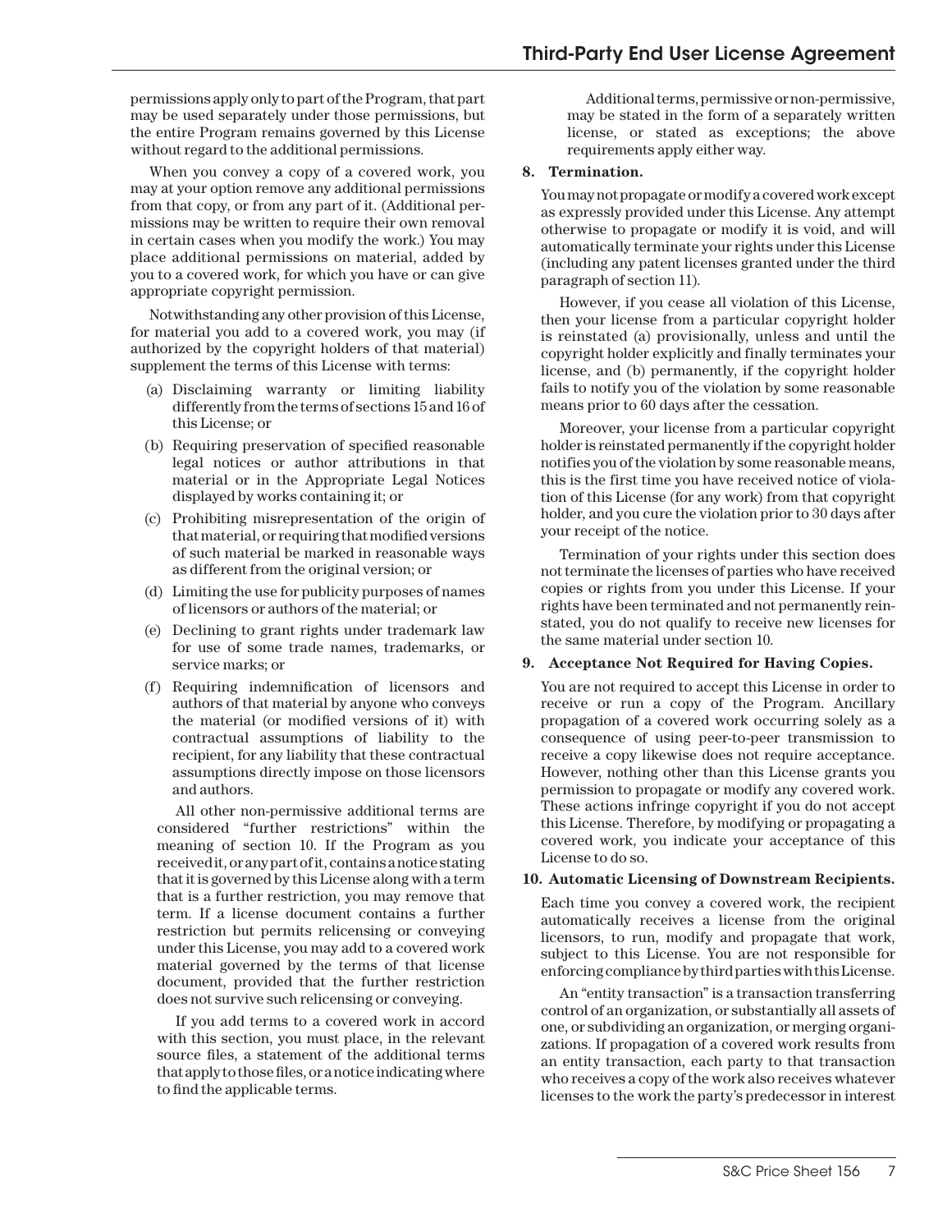permissions apply only to part of the Program, that part may be used separately under those permissions, but the entire Program remains governed by this License without regard to the additional permissions.

When you convey a copy of a covered work, you may at your option remove any additional permissions from that copy, or from any part of it. (Additional permissions may be written to require their own removal in certain cases when you modify the work.) You may place additional permissions on material, added by you to a covered work, for which you have or can give appropriate copyright permission.

Notwithstanding any other provision of this License, for material you add to a covered work, you may (if authorized by the copyright holders of that material) supplement the terms of this License with terms:

(a) Disclaiming warranty or limiting liability differently from the terms of sections 15 and 16 of this License; or

(b) Requiring preservation of specified reasonable legal notices or author attributions in that material or in the Appropriate Legal Notices displayed by works containing it; or

(c) Prohibiting misrepresentation of the origin of that material, or requiring that modified versions of such material be marked in reasonable ways as different from the original version; or

(d) Limiting the use for publicity purposes of names of licensors or authors of the material; or

(e) Declining to grant rights under trademark law for use of some trade names, trademarks, or service marks; or

(f) Requiring indemnification of licensors and authors of that material by anyone who conveys the material (or modified versions of it) with contractual assumptions of liability to the recipient, for any liability that these contractual assumptions directly impose on those licensors and authors.

All other non-permissive additional terms are considered "further restrictions" within the meaning of section 10. If the Program as you received it, or any part of it, contains a notice stating that it is governed by this License along with a term that is a further restriction, you may remove that term. If a license document contains a further restriction but permits relicensing or conveying under this License, you may add to a covered work material governed by the terms of that license document, provided that the further restriction does not survive such relicensing or conveying.

If you add terms to a covered work in accord with this section, you must place, in the relevant source files, a statement of the additional terms that apply to those files, or a notice indicating where to find the applicable terms.

Additional terms, permissive or non-permissive, may be stated in the form of a separately written license, or stated as exceptions; the above requirements apply either way.

**8. Termination.**

You may not propagate or modify a covered work except as expressly provided under this License. Any attempt otherwise to propagate or modify it is void, and will automatically terminate your rights under this License (including any patent licenses granted under the third paragraph of section 11).

However, if you cease all violation of this License, then your license from a particular copyright holder is reinstated (a) provisionally, unless and until the copyright holder explicitly and finally terminates your license, and (b) permanently, if the copyright holder fails to notify you of the violation by some reasonable means prior to 60 days after the cessation.

Moreover, your license from a particular copyright holder is reinstated permanently if the copyright holder notifies you of the violation by some reasonable means, this is the first time you have received notice of violation of this License (for any work) from that copyright holder, and you cure the violation prior to 30 days after your receipt of the notice.

Termination of your rights under this section does not terminate the licenses of parties who have received copies or rights from you under this License. If your rights have been terminated and not permanently reinstated, you do not qualify to receive new licenses for the same material under section 10.

**9. Acceptance Not Required for Having Copies.**

You are not required to accept this License in order to receive or run a copy of the Program. Ancillary propagation of a covered work occurring solely as a consequence of using peer-to-peer transmission to receive a copy likewise does not require acceptance. However, nothing other than this License grants you permission to propagate or modify any covered work. These actions infringe copyright if you do not accept this License. Therefore, by modifying or propagating a covered work, you indicate your acceptance of this License to do so.

**10. Automatic Licensing of Downstream Recipients.**

Each time you convey a covered work, the recipient automatically receives a license from the original licensors, to run, modify and propagate that work, subject to this License. You are not responsible for enforcing compliance by third parties with this License.

An "entity transaction" is a transaction transferring control of an organization, or substantially all assets of one, or subdividing an organization, or merging organizations. If propagation of a covered work results from an entity transaction, each party to that transaction who receives a copy of the work also receives whatever licenses to the work the party's predecessor in interest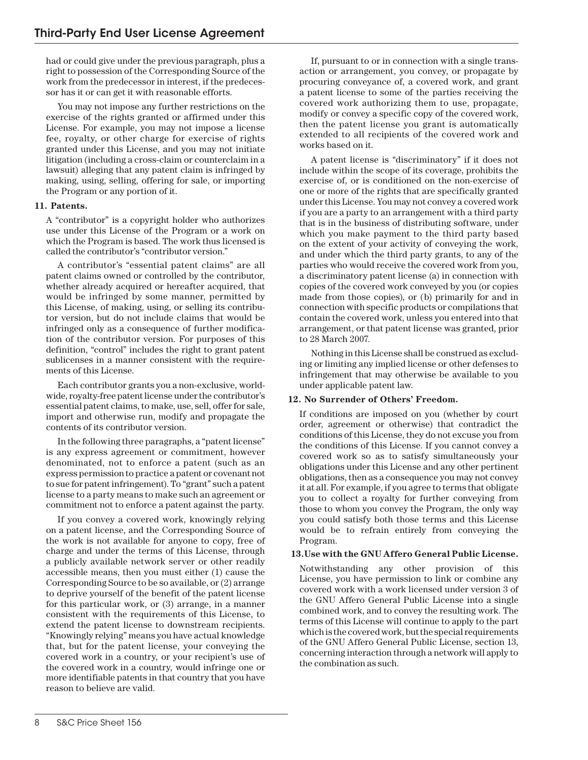had or could give under the previous paragraph, plus a right to possession of the Corresponding Source of the work from the predecessor in interest, if the predecessor has it or can get it with reasonable efforts.

You may not impose any further restrictions on the exercise of the rights granted or affirmed under this License. For example, you may not impose a license fee, royalty, or other charge for exercise of rights granted under this License, and you may not initiate litigation (including a cross-claim or counterclaim in a lawsuit) alleging that any patent claim is infringed by making, using, selling, offering for sale, or importing the Program or any portion of it.

**11. Patents.**

A "contributor" is a copyright holder who authorizes use under this License of the Program or a work on which the Program is based. The work thus licensed is called the contributor's "contributor version."

A contributor's "essential patent claims" are all patent claims owned or controlled by the contributor, whether already acquired or hereafter acquired, that would be infringed by some manner, permitted by this License, of making, using, or selling its contributor version, but do not include claims that would be infringed only as a consequence of further modification of the contributor version. For purposes of this definition, "control" includes the right to grant patent sublicenses in a manner consistent with the requirements of this License.

Each contributor grants you a non-exclusive, worldwide, royalty-free patent license under the contributor's essential patent claims, to make, use, sell, offer for sale, import and otherwise run, modify and propagate the contents of its contributor version.

In the following three paragraphs, a "patent license" is any express agreement or commitment, however denominated, not to enforce a patent (such as an express permission to practice a patent or covenant not to sue for patent infringement). To "grant" such a patent license to a party means to make such an agreement or commitment not to enforce a patent against the party.

If you convey a covered work, knowingly relying on a patent license, and the Corresponding Source of the work is not available for anyone to copy, free of charge and under the terms of this License, through a publicly available network server or other readily accessible means, then you must either (1) cause the Corresponding Source to be so available, or (2) arrange to deprive yourself of the benefit of the patent license for this particular work, or (3) arrange, in a manner consistent with the requirements of this License, to extend the patent license to downstream recipients. "Knowingly relying" means you have actual knowledge that, but for the patent license, your conveying the covered work in a country, or your recipient's use of the covered work in a country, would infringe one or more identifiable patents in that country that you have reason to believe are valid.

If, pursuant to or in connection with a single transaction or arrangement, you convey, or propagate by procuring conveyance of, a covered work, and grant a patent license to some of the parties receiving the covered work authorizing them to use, propagate, modify or convey a specific copy of the covered work, then the patent license you grant is automatically extended to all recipients of the covered work and works based on it.

A patent license is "discriminatory" if it does not include within the scope of its coverage, prohibits the exercise of, or is conditioned on the non-exercise of one or more of the rights that are specifically granted under this License. You may not convey a covered work if you are a party to an arrangement with a third party that is in the business of distributing software, under which you make payment to the third party based on the extent of your activity of conveying the work, and under which the third party grants, to any of the parties who would receive the covered work from you, a discriminatory patent license (a) in connection with copies of the covered work conveyed by you (or copies made from those copies), or (b) primarily for and in connection with specific products or compilations that contain the covered work, unless you entered into that arrangement, or that patent license was granted, prior to 28 March 2007.

Nothing in this License shall be construed as excluding or limiting any implied license or other defenses to infringement that may otherwise be available to you under applicable patent law.

**12. No Surrender of Others' Freedom.**

If conditions are imposed on you (whether by court order, agreement or otherwise) that contradict the conditions of this License, they do not excuse you from the conditions of this License. If you cannot convey a covered work so as to satisfy simultaneously your obligations under this License and any other pertinent obligations, then as a consequence you may not convey it at all. For example, if you agree to terms that obligate you to collect a royalty for further conveying from those to whom you convey the Program, the only way you could satisfy both those terms and this License would be to refrain entirely from conveying the Program.

**13. Use with the GNU Affero General Public License.**

Notwithstanding any other provision of this License, you have permission to link or combine any covered work with a work licensed under version 3 of the GNU Affero General Public License into a single combined work, and to convey the resulting work. The terms of this License will continue to apply to the part which is the covered work, but the special requirements of the GNU Affero General Public License, section 13, concerning interaction through a network will apply to the combination as such.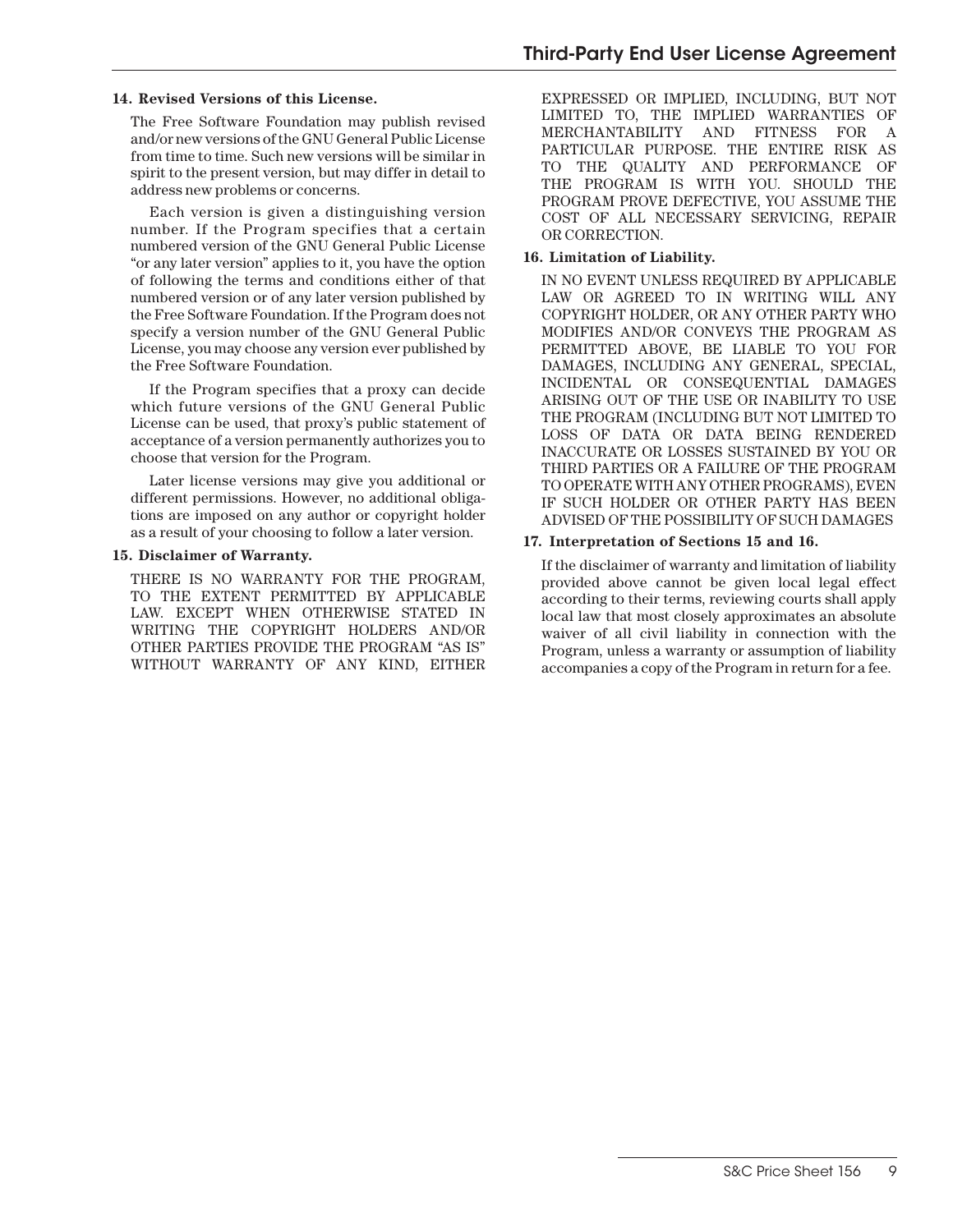**14. Revised Versions of this License.**

The Free Software Foundation may publish revised and/or new versions of the GNU General Public License from time to time. Such new versions will be similar in spirit to the present version, but may differ in detail to address new problems or concerns.

Each version is given a distinguishing version number. If the Program specifies that a certain numbered version of the GNU General Public License "or any later version" applies to it, you have the option of following the terms and conditions either of that numbered version or of any later version published by the Free Software Foundation. If the Program does not specify a version number of the GNU General Public License, you may choose any version ever published by the Free Software Foundation.

If the Program specifies that a proxy can decide which future versions of the GNU General Public License can be used, that proxy's public statement of acceptance of a version permanently authorizes you to choose that version for the Program.

Later license versions may give you additional or different permissions. However, no additional obligations are imposed on any author or copyright holder as a result of your choosing to follow a later version.

**15. Disclaimer of Warranty.**

THERE IS NO WARRANTY FOR THE PROGRAM, TO THE EXTENT PERMITTED BY APPLICABLE LAW. EXCEPT WHEN OTHERWISE STATED IN WRITING THE COPYRIGHT HOLDERS AND/OR OTHER PARTIES PROVIDE THE PROGRAM "AS IS" WITHOUT WARRANTY OF ANY KIND, EITHER EXPRESSED OR IMPLIED, INCLUDING, BUT NOT LIMITED TO, THE IMPLIED WARRANTIES OF MERCHANTABILITY AND FITNESS FOR A PARTICULAR PURPOSE. THE ENTIRE RISK AS TO THE QUALITY AND PERFORMANCE OF THE PROGRAM IS WITH YOU. SHOULD THE PROGRAM PROVE DEFECTIVE, YOU ASSUME THE COST OF ALL NECESSARY SERVICING, REPAIR OR CORRECTION.

**16. Limitation of Liability.**

IN NO EVENT UNLESS REQUIRED BY APPLICABLE LAW OR AGREED TO IN WRITING WILL ANY COPYRIGHT HOLDER, OR ANY OTHER PARTY WHO MODIFIES AND/OR CONVEYS THE PROGRAM AS PERMITTED ABOVE, BE LIABLE TO YOU FOR DAMAGES, INCLUDING ANY GENERAL, SPECIAL, INCIDENTAL OR CONSEQUENTIAL DAMAGES ARISING OUT OF THE USE OR INABILITY TO USE THE PROGRAM (INCLUDING BUT NOT LIMITED TO LOSS OF DATA OR DATA BEING RENDERED INACCURATE OR LOSSES SUSTAINED BY YOU OR THIRD PARTIES OR A FAILURE OF THE PROGRAM TO OPERATE WITH ANY OTHER PROGRAMS), EVEN IF SUCH HOLDER OR OTHER PARTY HAS BEEN ADVISED OF THE POSSIBILITY OF SUCH DAMAGES

**17. Interpretation of Sections 15 and 16.**

If the disclaimer of warranty and limitation of liability provided above cannot be given local legal effect according to their terms, reviewing courts shall apply local law that most closely approximates an absolute waiver of all civil liability in connection with the Program, unless a warranty or assumption of liability accompanies a copy of the Program in return for a fee.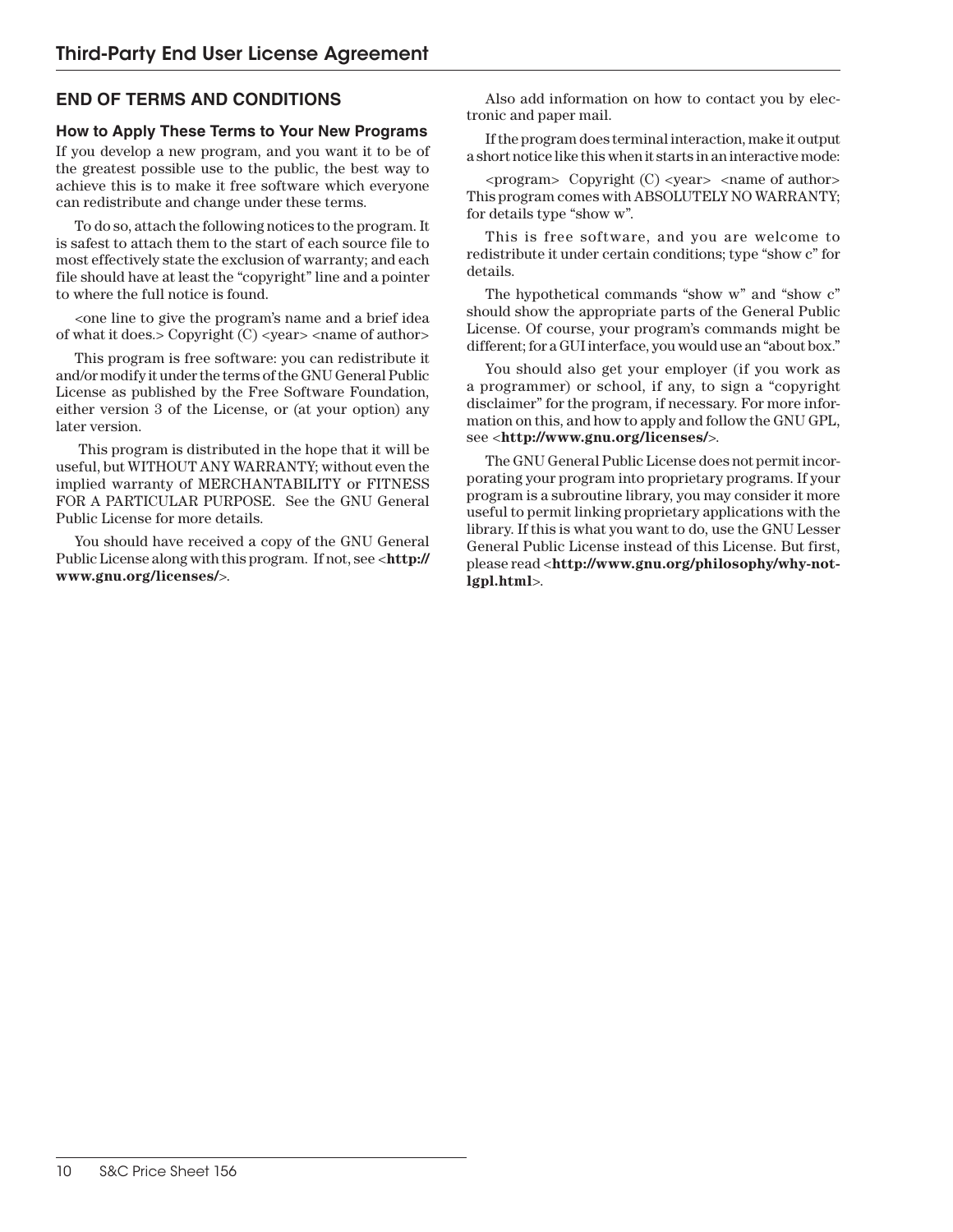## END OF TERMS AND CONDITIONS

### How to Apply These Terms to Your New Programs

If you develop a new program, and you want it to be of the greatest possible use to the public, the best way to achieve this is to make it free software which everyone can redistribute and change under these terms.

To do so, attach the following notices to the program. It is safest to attach them to the start of each source file to most effectively state the exclusion of warranty; and each file should have at least the "copyright" line and a pointer to where the full notice is found.

<one line to give the program's name and a brief idea of what it does.> Copyright (C) <year> <name of author>

This program is free software: you can redistribute it and/or modify it under the terms of the GNU General Public License as published by the Free Software Foundation, either version 3 of the License, or (at your option) any later version.

This program is distributed in the hope that it will be useful, but WITHOUT ANY WARRANTY; without even the implied warranty of MERCHANTABILITY or FITNESS FOR A PARTICULAR PURPOSE. See the GNU General Public License for more details.

You should have received a copy of the GNU General Public License along with this program. If not, see <**http://www.gnu.org/licenses/**>.

Also add information on how to contact you by electronic and paper mail.

If the program does terminal interaction, make it output a short notice like this when it starts in an interactive mode:

<program> Copyright (C) <year> <name of author> This program comes with ABSOLUTELY NO WARRANTY; for details type "show w".

This is free software, and you are welcome to redistribute it under certain conditions; type "show c" for details.

The hypothetical commands "show w" and "show c" should show the appropriate parts of the General Public License. Of course, your program's commands might be different; for a GUI interface, you would use an "about box."

You should also get your employer (if you work as a programmer) or school, if any, to sign a "copyright disclaimer" for the program, if necessary. For more information on this, and how to apply and follow the GNU GPL, see <**http://www.gnu.org/licenses/**>.

The GNU General Public License does not permit incorporating your program into proprietary programs. If your program is a subroutine library, you may consider it more useful to permit linking proprietary applications with the library. If this is what you want to do, use the GNU Lesser General Public License instead of this License. But first, please read <**http://www.gnu.org/philosophy/why-not-lgpl.html**>.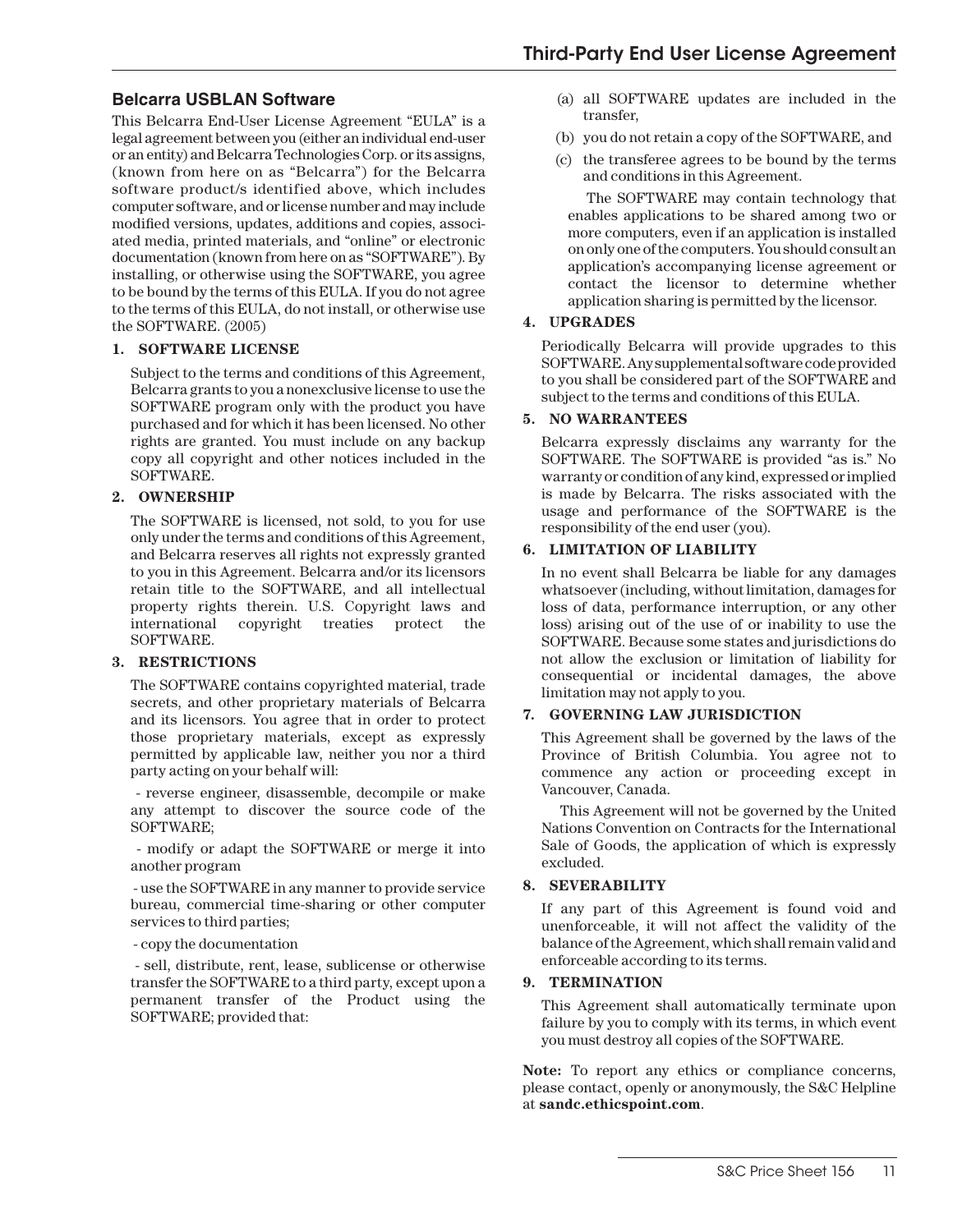## Belcarra USBLAN Software

This Belcarra End-User License Agreement "EULA" is a legal agreement between you (either an individual end-user or an entity) and Belcarra Technologies Corp. or its assigns, (known from here on as "Belcarra") for the Belcarra software product/s identified above, which includes computer software, and or license number and may include modified versions, updates, additions and copies, associated media, printed materials, and "online" or electronic documentation (known from here on as "SOFTWARE"). By installing, or otherwise using the SOFTWARE, you agree to be bound by the terms of this EULA. If you do not agree to the terms of this EULA, do not install, or otherwise use the SOFTWARE. (2005)

**1. SOFTWARE LICENSE**

Subject to the terms and conditions of this Agreement, Belcarra grants to you a nonexclusive license to use the SOFTWARE program only with the product you have purchased and for which it has been licensed. No other rights are granted. You must include on any backup copy all copyright and other notices included in the SOFTWARE.

**2. OWNERSHIP**

The SOFTWARE is licensed, not sold, to you for use only under the terms and conditions of this Agreement, and Belcarra reserves all rights not expressly granted to you in this Agreement. Belcarra and/or its licensors retain title to the SOFTWARE, and all intellectual property rights therein. U.S. Copyright laws and international copyright treaties protect the SOFTWARE.

**3. RESTRICTIONS**

The SOFTWARE contains copyrighted material, trade secrets, and other proprietary materials of Belcarra and its licensors. You agree that in order to protect those proprietary materials, except as expressly permitted by applicable law, neither you nor a third party acting on your behalf will:

- reverse engineer, disassemble, decompile or make any attempt to discover the source code of the SOFTWARE;
- modify or adapt the SOFTWARE or merge it into another program
- use the SOFTWARE in any manner to provide service bureau, commercial time-sharing or other computer services to third parties;
- copy the documentation
- sell, distribute, rent, lease, sublicense or otherwise transfer the SOFTWARE to a third party, except upon a permanent transfer of the Product using the SOFTWARE; provided that:

(a) all SOFTWARE updates are included in the transfer,

(b) you do not retain a copy of the SOFTWARE, and

(c) the transferee agrees to be bound by the terms and conditions in this Agreement.

The SOFTWARE may contain technology that enables applications to be shared among two or more computers, even if an application is installed on only one of the computers. You should consult an application's accompanying license agreement or contact the licensor to determine whether application sharing is permitted by the licensor.

**4. UPGRADES**

Periodically Belcarra will provide upgrades to this SOFTWARE. Any supplemental software code provided to you shall be considered part of the SOFTWARE and subject to the terms and conditions of this EULA.

**5. NO WARRANTEES**

Belcarra expressly disclaims any warranty for the SOFTWARE. The SOFTWARE is provided "as is." No warranty or condition of any kind, expressed or implied is made by Belcarra. The risks associated with the usage and performance of the SOFTWARE is the responsibility of the end user (you).

**6. LIMITATION OF LIABILITY**

In no event shall Belcarra be liable for any damages whatsoever (including, without limitation, damages for loss of data, performance interruption, or any other loss) arising out of the use of or inability to use the SOFTWARE. Because some states and jurisdictions do not allow the exclusion or limitation of liability for consequential or incidental damages, the above limitation may not apply to you.

**7. GOVERNING LAW JURISDICTION**

This Agreement shall be governed by the laws of the Province of British Columbia. You agree not to commence any action or proceeding except in Vancouver, Canada.

This Agreement will not be governed by the United Nations Convention on Contracts for the International Sale of Goods, the application of which is expressly excluded.

**8. SEVERABILITY**

If any part of this Agreement is found void and unenforceable, it will not affect the validity of the balance of the Agreement, which shall remain valid and enforceable according to its terms.

**9. TERMINATION**

This Agreement shall automatically terminate upon failure by you to comply with its terms, in which event you must destroy all copies of the SOFTWARE.

**Note:** To report any ethics or compliance concerns, please contact, openly or anonymously, the S&C Helpline at **sandc.ethicspoint.com**.